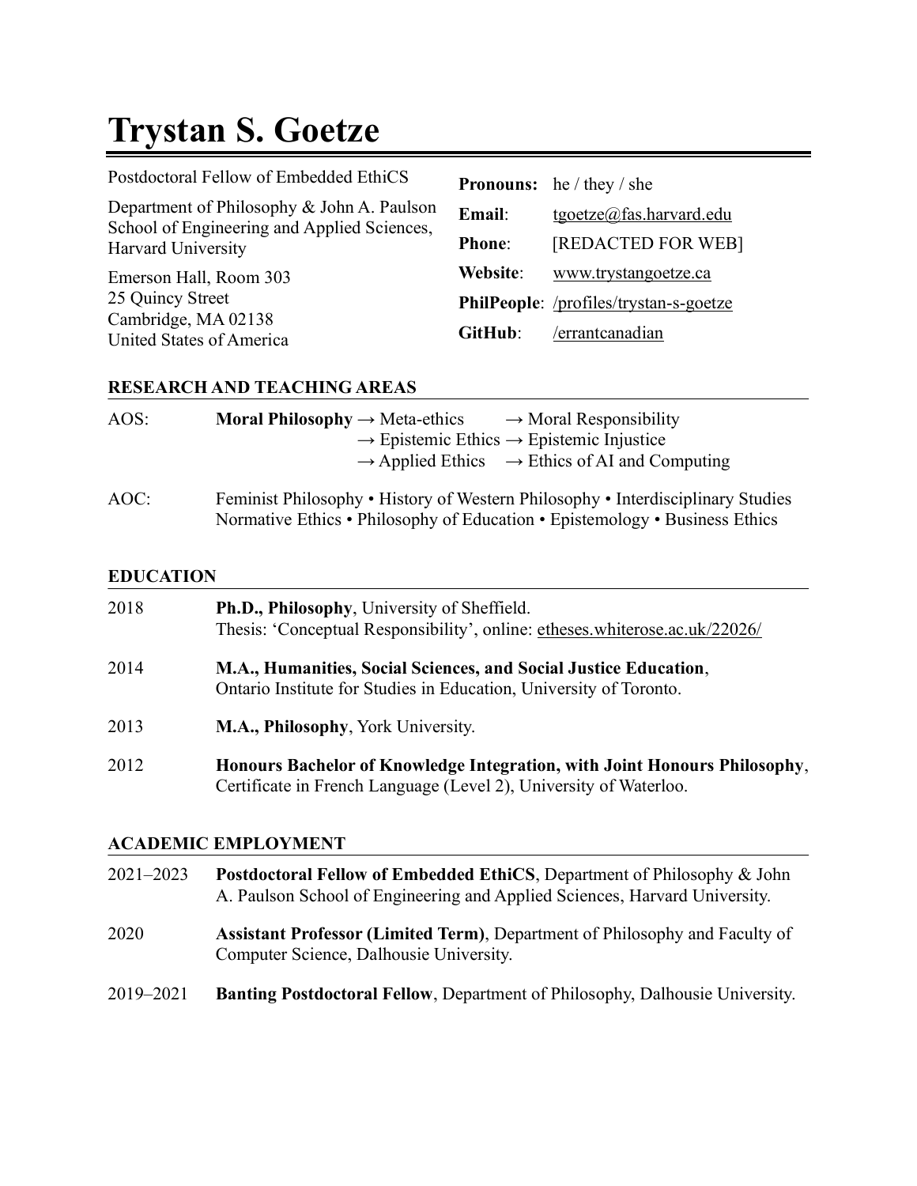# Trystan S. Goetze

Postdoctoral Fellow of Embedded EthiCS

Department of Philosophy & John A. Paulson School of Engineering and Applied Sciences, Harvard University

Emerson Hall, Room 303
25 Quincy Street
Cambridge, MA 02138
United States of America

**Pronouns:** he / they / she
**Email**: tgoetze@fas.harvard.edu
**Phone**: [REDACTED FOR WEB]
**Website**: www.trystangoetze.ca
**PhilPeople**: /profiles/trystan-s-goetze
**GitHub**: /errantcanadian

## RESEARCH AND TEACHING AREAS

AOS: **Moral Philosophy** → Meta-ethics → Moral Responsibility
→ Epistemic Ethics → Epistemic Injustice
→ Applied Ethics → Ethics of AI and Computing

AOC: Feminist Philosophy • History of Western Philosophy • Interdisciplinary Studies
Normative Ethics • Philosophy of Education • Epistemology • Business Ethics

## EDUCATION

2018 **Ph.D., Philosophy**, University of Sheffield.
Thesis: 'Conceptual Responsibility', online: etheses.whiterose.ac.uk/22026/

2014 **M.A., Humanities, Social Sciences, and Social Justice Education**,
Ontario Institute for Studies in Education, University of Toronto.

2013 **M.A., Philosophy**, York University.

2012 **Honours Bachelor of Knowledge Integration, with Joint Honours Philosophy**,
Certificate in French Language (Level 2), University of Waterloo.

## ACADEMIC EMPLOYMENT

2021–2023 **Postdoctoral Fellow of Embedded EthiCS**, Department of Philosophy & John A. Paulson School of Engineering and Applied Sciences, Harvard University.

2020 **Assistant Professor (Limited Term)**, Department of Philosophy and Faculty of Computer Science, Dalhousie University.

2019–2021 **Banting Postdoctoral Fellow**, Department of Philosophy, Dalhousie University.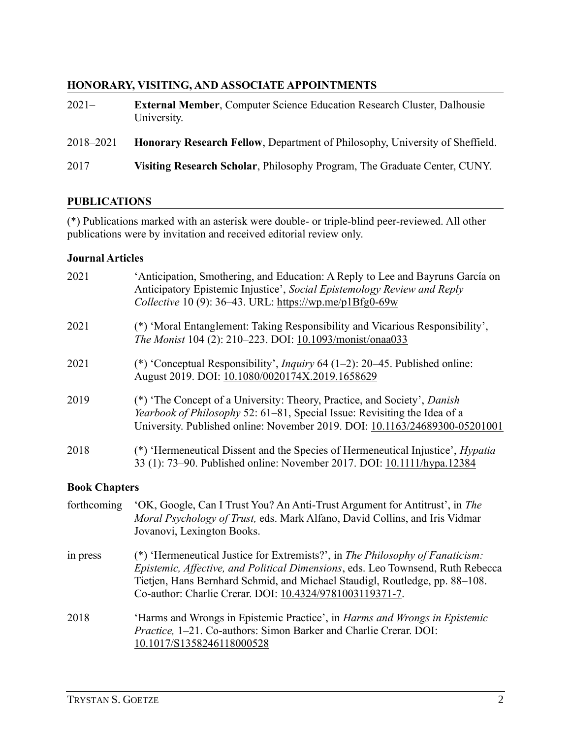## HONORARY, VISITING, AND ASSOCIATE APPOINTMENTS

2021– **External Member**, Computer Science Education Research Cluster, Dalhousie University.

2018–2021 **Honorary Research Fellow**, Department of Philosophy, University of Sheffield.

2017 **Visiting Research Scholar**, Philosophy Program, The Graduate Center, CUNY.

## PUBLICATIONS

(*) Publications marked with an asterisk were double- or triple-blind peer-reviewed. All other publications were by invitation and received editorial review only.

### Journal Articles

2021 'Anticipation, Smothering, and Education: A Reply to Lee and Bayruns García on Anticipatory Epistemic Injustice', *Social Epistemology Review and Reply Collective* 10 (9): 36–43. URL: https://wp.me/p1Bfg0-69w

2021 (*) 'Moral Entanglement: Taking Responsibility and Vicarious Responsibility', *The Monist* 104 (2): 210–223. DOI: 10.1093/monist/onaa033

2021 (*) 'Conceptual Responsibility', *Inquiry* 64 (1–2): 20–45. Published online: August 2019. DOI: 10.1080/0020174X.2019.1658629

2019 (*) 'The Concept of a University: Theory, Practice, and Society', *Danish Yearbook of Philosophy* 52: 61–81, Special Issue: Revisiting the Idea of a University. Published online: November 2019. DOI: 10.1163/24689300-05201001

2018 (*) 'Hermeneutical Dissent and the Species of Hermeneutical Injustice', *Hypatia* 33 (1): 73–90. Published online: November 2017. DOI: 10.1111/hypa.12384

### Book Chapters

forthcoming 'OK, Google, Can I Trust You? An Anti-Trust Argument for Antitrust', in *The Moral Psychology of Trust,* eds. Mark Alfano, David Collins, and Iris Vidmar Jovanovi, Lexington Books.

in press (*) 'Hermeneutical Justice for Extremists?', in *The Philosophy of Fanaticism: Epistemic, Affective, and Political Dimensions*, eds. Leo Townsend, Ruth Rebecca Tietjen, Hans Bernhard Schmid, and Michael Staudigl, Routledge, pp. 88–108. Co-author: Charlie Crerar. DOI: 10.4324/9781003119371-7.

2018 'Harms and Wrongs in Epistemic Practice', in *Harms and Wrongs in Epistemic Practice,* 1–21. Co-authors: Simon Barker and Charlie Crerar. DOI: 10.1017/S1358246118000528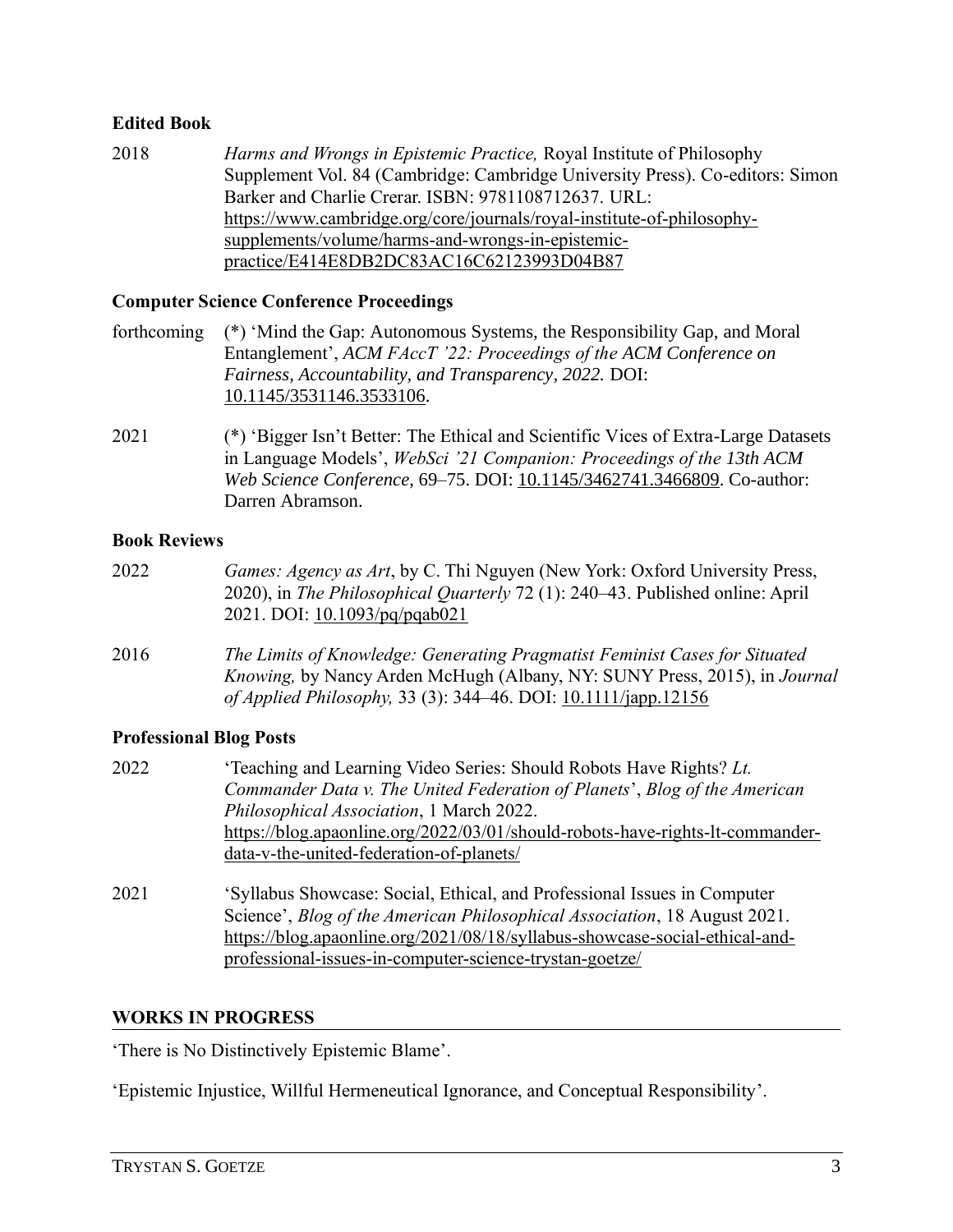### Edited Book

2018 *Harms and Wrongs in Epistemic Practice,* Royal Institute of Philosophy Supplement Vol. 84 (Cambridge: Cambridge University Press). Co-editors: Simon Barker and Charlie Crerar. ISBN: 9781108712637. URL: https://www.cambridge.org/core/journals/royal-institute-of-philosophy-supplements/volume/harms-and-wrongs-in-epistemic-practice/E414E8DB2DC83AC16C62123993D04B87

### Computer Science Conference Proceedings

forthcoming (*) 'Mind the Gap: Autonomous Systems, the Responsibility Gap, and Moral Entanglement', *ACM FAccT '22: Proceedings of the ACM Conference on Fairness, Accountability, and Transparency, 2022.* DOI: 10.1145/3531146.3533106.

2021 (*) 'Bigger Isn't Better: The Ethical and Scientific Vices of Extra-Large Datasets in Language Models', *WebSci '21 Companion: Proceedings of the 13th ACM Web Science Conference*, 69–75. DOI: 10.1145/3462741.3466809. Co-author: Darren Abramson.

### Book Reviews

2022 *Games: Agency as Art*, by C. Thi Nguyen (New York: Oxford University Press, 2020), in *The Philosophical Quarterly* 72 (1): 240–43. Published online: April 2021. DOI: 10.1093/pq/pqab021

2016 *The Limits of Knowledge: Generating Pragmatist Feminist Cases for Situated Knowing,* by Nancy Arden McHugh (Albany, NY: SUNY Press, 2015), in *Journal of Applied Philosophy,* 33 (3): 344–46. DOI: 10.1111/japp.12156

### Professional Blog Posts

2022 'Teaching and Learning Video Series: Should Robots Have Rights? *Lt. Commander Data v. The United Federation of Planets*', *Blog of the American Philosophical Association*, 1 March 2022. https://blog.apaonline.org/2022/03/01/should-robots-have-rights-lt-commander-data-v-the-united-federation-of-planets/

2021 'Syllabus Showcase: Social, Ethical, and Professional Issues in Computer Science', *Blog of the American Philosophical Association*, 18 August 2021. https://blog.apaonline.org/2021/08/18/syllabus-showcase-social-ethical-and-professional-issues-in-computer-science-trystan-goetze/

## WORKS IN PROGRESS

'There is No Distinctively Epistemic Blame'.

'Epistemic Injustice, Willful Hermeneutical Ignorance, and Conceptual Responsibility'.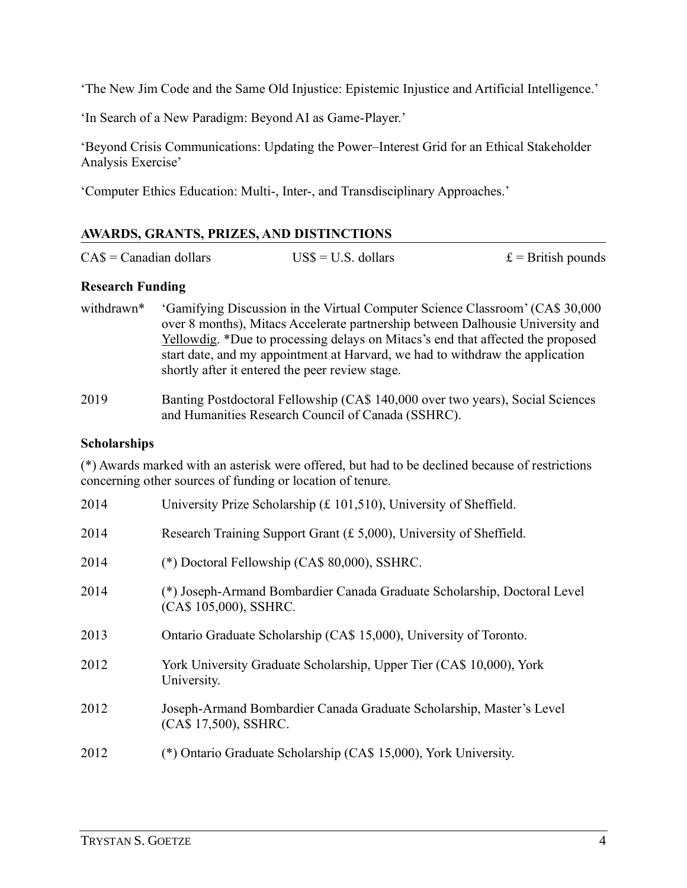'The New Jim Code and the Same Old Injustice: Epistemic Injustice and Artificial Intelligence.'

'In Search of a New Paradigm: Beyond AI as Game-Player.'

'Beyond Crisis Communications: Updating the Power–Interest Grid for an Ethical Stakeholder Analysis Exercise'

'Computer Ethics Education: Multi-, Inter-, and Transdisciplinary Approaches.'

## AWARDS, GRANTS, PRIZES, AND DISTINCTIONS

CA$ = Canadian dollars    US$ = U.S. dollars    £ = British pounds

### Research Funding

withdrawn* 'Gamifying Discussion in the Virtual Computer Science Classroom' (CA$ 30,000 over 8 months), Mitacs Accelerate partnership between Dalhousie University and Yellowdig. *Due to processing delays on Mitacs's end that affected the proposed start date, and my appointment at Harvard, we had to withdraw the application shortly after it entered the peer review stage.

2019 Banting Postdoctoral Fellowship (CA$ 140,000 over two years), Social Sciences and Humanities Research Council of Canada (SSHRC).

### Scholarships

(*) Awards marked with an asterisk were offered, but had to be declined because of restrictions concerning other sources of funding or location of tenure.

2014 University Prize Scholarship (£ 101,510), University of Sheffield.

2014 Research Training Support Grant (£ 5,000), University of Sheffield.

2014 (*) Doctoral Fellowship (CA$ 80,000), SSHRC.

2014 (*) Joseph-Armand Bombardier Canada Graduate Scholarship, Doctoral Level (CA$ 105,000), SSHRC.

2013 Ontario Graduate Scholarship (CA$ 15,000), University of Toronto.

2012 York University Graduate Scholarship, Upper Tier (CA$ 10,000), York University.

2012 Joseph-Armand Bombardier Canada Graduate Scholarship, Master's Level (CA$ 17,500), SSHRC.

2012 (*) Ontario Graduate Scholarship (CA$ 15,000), York University.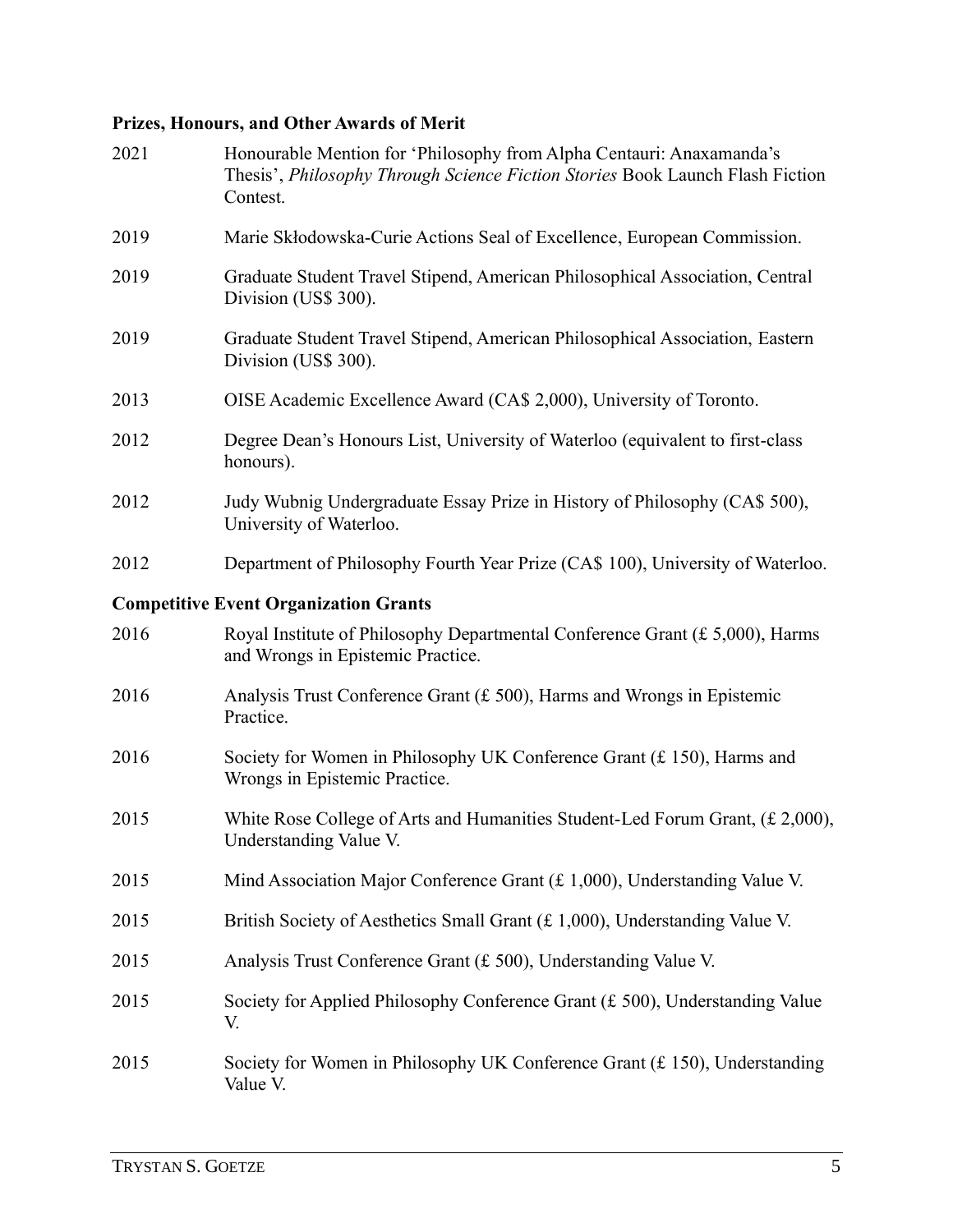### Prizes, Honours, and Other Awards of Merit

2021 Honourable Mention for 'Philosophy from Alpha Centauri: Anaxamanda's Thesis', *Philosophy Through Science Fiction Stories* Book Launch Flash Fiction Contest.

2019 Marie Skłodowska-Curie Actions Seal of Excellence, European Commission.

2019 Graduate Student Travel Stipend, American Philosophical Association, Central Division (US$ 300).

2019 Graduate Student Travel Stipend, American Philosophical Association, Eastern Division (US$ 300).

2013 OISE Academic Excellence Award (CA$ 2,000), University of Toronto.

2012 Degree Dean's Honours List, University of Waterloo (equivalent to first-class honours).

2012 Judy Wubnig Undergraduate Essay Prize in History of Philosophy (CA$ 500), University of Waterloo.

2012 Department of Philosophy Fourth Year Prize (CA$ 100), University of Waterloo.

### Competitive Event Organization Grants

2016 Royal Institute of Philosophy Departmental Conference Grant (£ 5,000), Harms and Wrongs in Epistemic Practice.

2016 Analysis Trust Conference Grant (£ 500), Harms and Wrongs in Epistemic Practice.

2016 Society for Women in Philosophy UK Conference Grant (£ 150), Harms and Wrongs in Epistemic Practice.

2015 White Rose College of Arts and Humanities Student-Led Forum Grant, (£ 2,000), Understanding Value V.

2015 Mind Association Major Conference Grant (£ 1,000), Understanding Value V.

2015 British Society of Aesthetics Small Grant (£ 1,000), Understanding Value V.

2015 Analysis Trust Conference Grant (£ 500), Understanding Value V.

2015 Society for Applied Philosophy Conference Grant (£ 500), Understanding Value V.

2015 Society for Women in Philosophy UK Conference Grant (£ 150), Understanding Value V.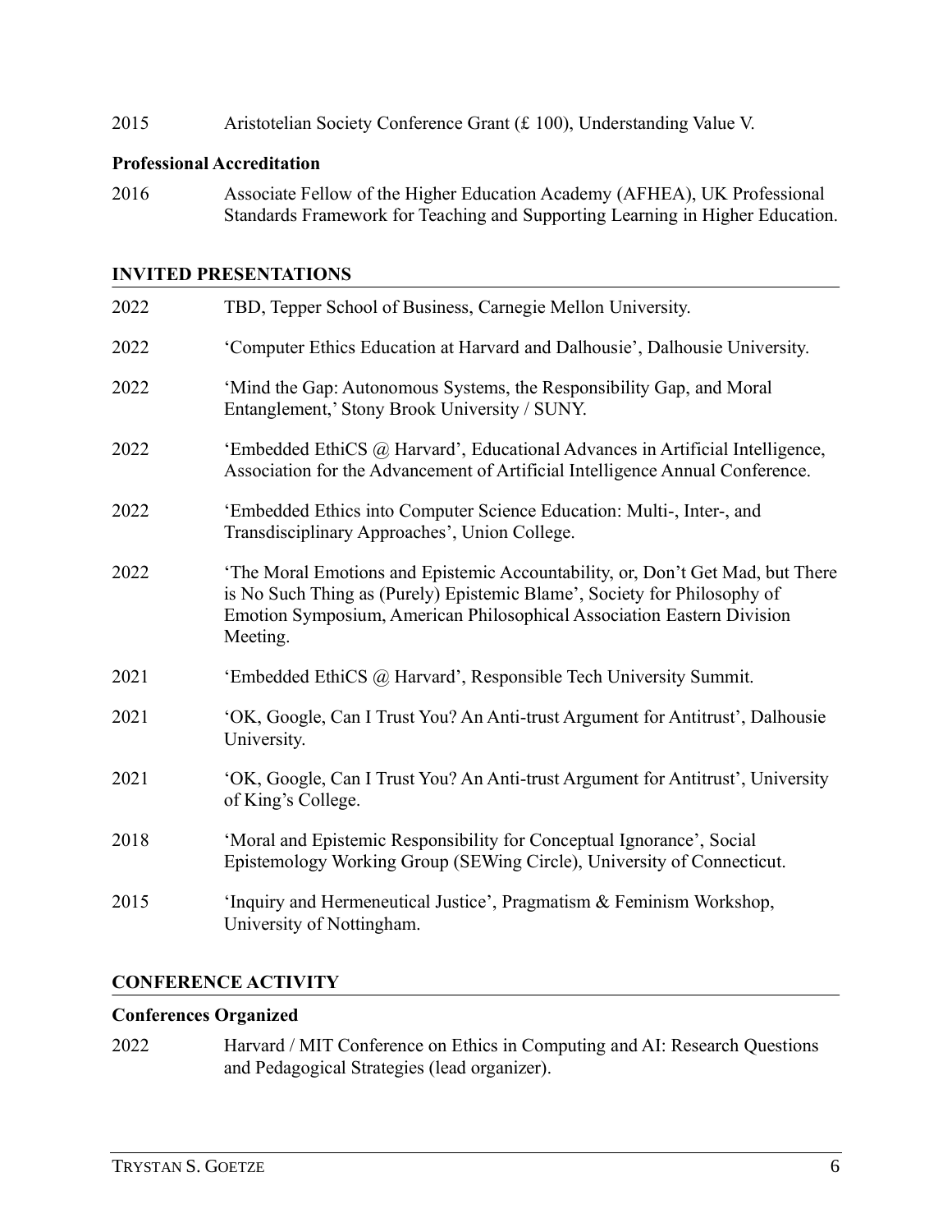2015 Aristotelian Society Conference Grant (£ 100), Understanding Value V.

**Professional Accreditation**

2016 Associate Fellow of the Higher Education Academy (AFHEA), UK Professional Standards Framework for Teaching and Supporting Learning in Higher Education.

## INVITED PRESENTATIONS

2022 TBD, Tepper School of Business, Carnegie Mellon University.

2022 'Computer Ethics Education at Harvard and Dalhousie', Dalhousie University.

2022 'Mind the Gap: Autonomous Systems, the Responsibility Gap, and Moral Entanglement,' Stony Brook University / SUNY.

2022 'Embedded EthiCS @ Harvard', Educational Advances in Artificial Intelligence, Association for the Advancement of Artificial Intelligence Annual Conference.

2022 'Embedded Ethics into Computer Science Education: Multi-, Inter-, and Transdisciplinary Approaches', Union College.

2022 'The Moral Emotions and Epistemic Accountability, or, Don't Get Mad, but There is No Such Thing as (Purely) Epistemic Blame', Society for Philosophy of Emotion Symposium, American Philosophical Association Eastern Division Meeting.

2021 'Embedded EthiCS @ Harvard', Responsible Tech University Summit.

2021 'OK, Google, Can I Trust You? An Anti-trust Argument for Antitrust', Dalhousie University.

2021 'OK, Google, Can I Trust You? An Anti-trust Argument for Antitrust', University of King's College.

2018 'Moral and Epistemic Responsibility for Conceptual Ignorance', Social Epistemology Working Group (SEWing Circle), University of Connecticut.

2015 'Inquiry and Hermeneutical Justice', Pragmatism & Feminism Workshop, University of Nottingham.

## CONFERENCE ACTIVITY

**Conferences Organized**

2022 Harvard / MIT Conference on Ethics in Computing and AI: Research Questions and Pedagogical Strategies (lead organizer).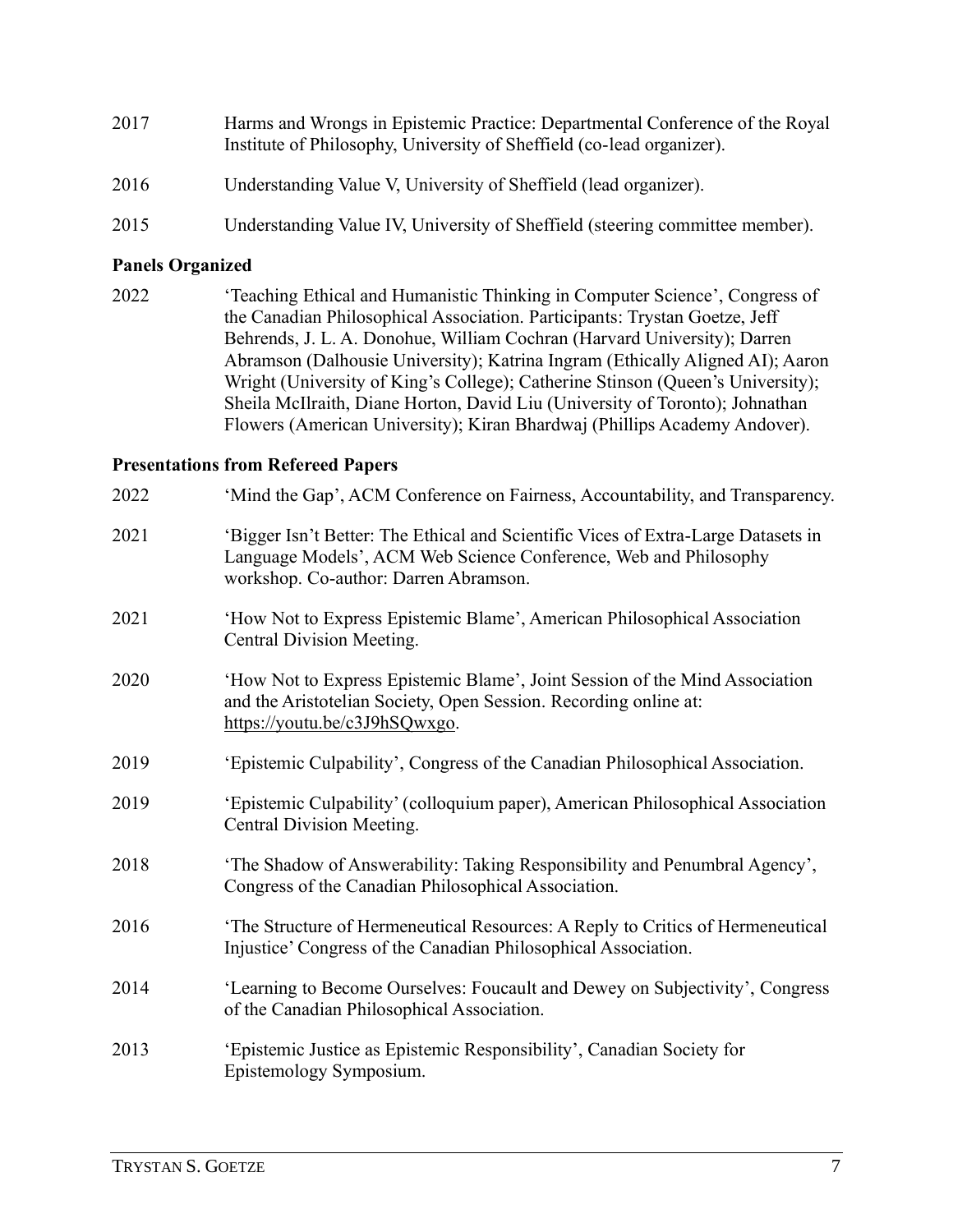2017 Harms and Wrongs in Epistemic Practice: Departmental Conference of the Royal Institute of Philosophy, University of Sheffield (co-lead organizer).

2016 Understanding Value V, University of Sheffield (lead organizer).

2015 Understanding Value IV, University of Sheffield (steering committee member).

**Panels Organized**

2022 'Teaching Ethical and Humanistic Thinking in Computer Science', Congress of the Canadian Philosophical Association. Participants: Trystan Goetze, Jeff Behrends, J. L. A. Donohue, William Cochran (Harvard University); Darren Abramson (Dalhousie University); Katrina Ingram (Ethically Aligned AI); Aaron Wright (University of King's College); Catherine Stinson (Queen's University); Sheila McIlraith, Diane Horton, David Liu (University of Toronto); Johnathan Flowers (American University); Kiran Bhardwaj (Phillips Academy Andover).

**Presentations from Refereed Papers**

2022 'Mind the Gap', ACM Conference on Fairness, Accountability, and Transparency.

2021 'Bigger Isn't Better: The Ethical and Scientific Vices of Extra-Large Datasets in Language Models', ACM Web Science Conference, Web and Philosophy workshop. Co-author: Darren Abramson.

2021 'How Not to Express Epistemic Blame', American Philosophical Association Central Division Meeting.

2020 'How Not to Express Epistemic Blame', Joint Session of the Mind Association and the Aristotelian Society, Open Session. Recording online at: https://youtu.be/c3J9hSQwxgo.

2019 'Epistemic Culpability', Congress of the Canadian Philosophical Association.

2019 'Epistemic Culpability' (colloquium paper), American Philosophical Association Central Division Meeting.

2018 'The Shadow of Answerability: Taking Responsibility and Penumbral Agency', Congress of the Canadian Philosophical Association.

2016 'The Structure of Hermeneutical Resources: A Reply to Critics of Hermeneutical Injustice' Congress of the Canadian Philosophical Association.

2014 'Learning to Become Ourselves: Foucault and Dewey on Subjectivity', Congress of the Canadian Philosophical Association.

2013 'Epistemic Justice as Epistemic Responsibility', Canadian Society for Epistemology Symposium.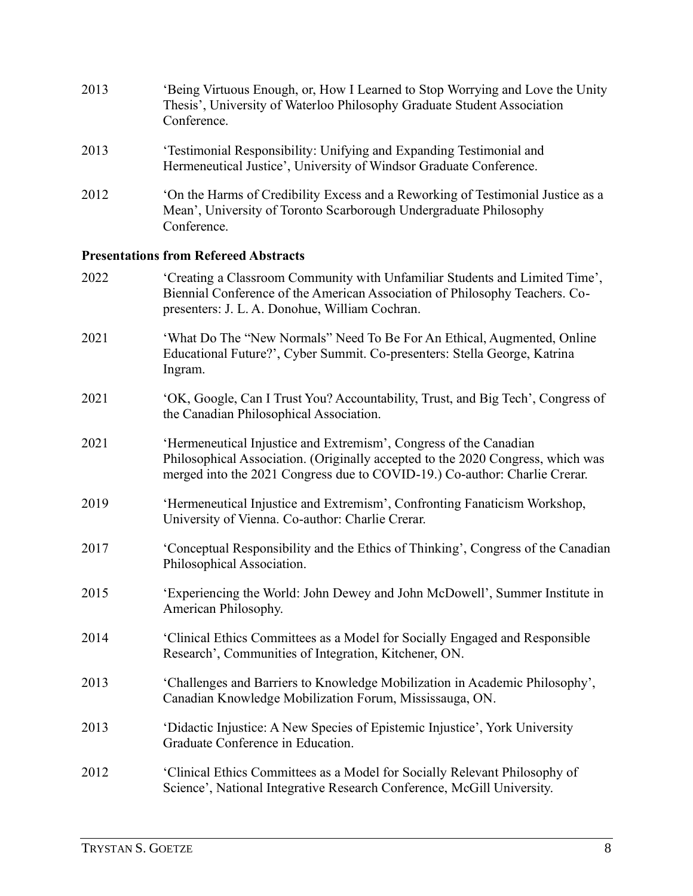2013 ‘Being Virtuous Enough, or, How I Learned to Stop Worrying and Love the Unity Thesis’, University of Waterloo Philosophy Graduate Student Association Conference.

2013 ‘Testimonial Responsibility: Unifying and Expanding Testimonial and Hermeneutical Justice’, University of Windsor Graduate Conference.

2012 ‘On the Harms of Credibility Excess and a Reworking of Testimonial Justice as a Mean’, University of Toronto Scarborough Undergraduate Philosophy Conference.

**Presentations from Refereed Abstracts**

2022 ‘Creating a Classroom Community with Unfamiliar Students and Limited Time’, Biennial Conference of the American Association of Philosophy Teachers. Co-presenters: J. L. A. Donohue, William Cochran.

2021 ‘What Do The “New Normals” Need To Be For An Ethical, Augmented, Online Educational Future?’, Cyber Summit. Co-presenters: Stella George, Katrina Ingram.

2021 ‘OK, Google, Can I Trust You? Accountability, Trust, and Big Tech’, Congress of the Canadian Philosophical Association.

2021 ‘Hermeneutical Injustice and Extremism’, Congress of the Canadian Philosophical Association. (Originally accepted to the 2020 Congress, which was merged into the 2021 Congress due to COVID-19.) Co-author: Charlie Crerar.

2019 ‘Hermeneutical Injustice and Extremism’, Confronting Fanaticism Workshop, University of Vienna. Co-author: Charlie Crerar.

2017 ‘Conceptual Responsibility and the Ethics of Thinking’, Congress of the Canadian Philosophical Association.

2015 ‘Experiencing the World: John Dewey and John McDowell’, Summer Institute in American Philosophy.

2014 ‘Clinical Ethics Committees as a Model for Socially Engaged and Responsible Research’, Communities of Integration, Kitchener, ON.

2013 ‘Challenges and Barriers to Knowledge Mobilization in Academic Philosophy’, Canadian Knowledge Mobilization Forum, Mississauga, ON.

2013 ‘Didactic Injustice: A New Species of Epistemic Injustice’, York University Graduate Conference in Education.

2012 ‘Clinical Ethics Committees as a Model for Socially Relevant Philosophy of Science’, National Integrative Research Conference, McGill University.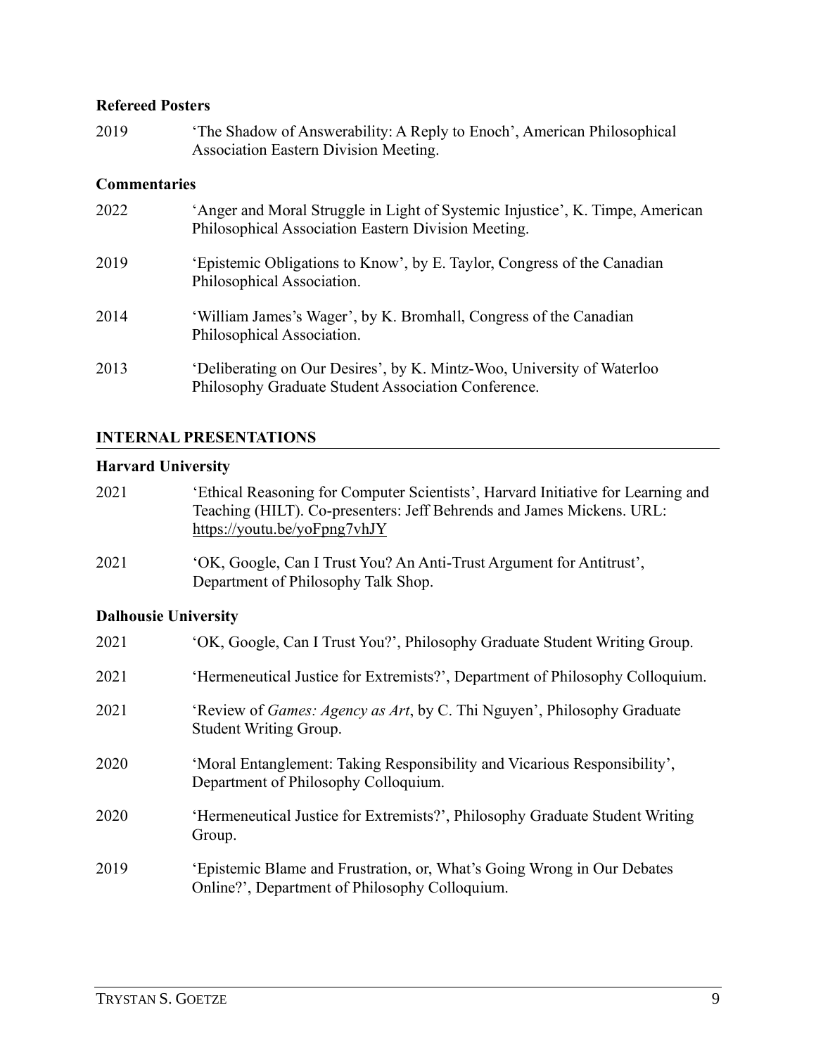### Refereed Posters

2019 — 'The Shadow of Answerability: A Reply to Enoch', American Philosophical Association Eastern Division Meeting.

### Commentaries

2022 — 'Anger and Moral Struggle in Light of Systemic Injustice', K. Timpe, American Philosophical Association Eastern Division Meeting.

2019 — 'Epistemic Obligations to Know', by E. Taylor, Congress of the Canadian Philosophical Association.

2014 — 'William James's Wager', by K. Bromhall, Congress of the Canadian Philosophical Association.

2013 — 'Deliberating on Our Desires', by K. Mintz-Woo, University of Waterloo Philosophy Graduate Student Association Conference.

## INTERNAL PRESENTATIONS

### Harvard University

2021 — 'Ethical Reasoning for Computer Scientists', Harvard Initiative for Learning and Teaching (HILT). Co-presenters: Jeff Behrends and James Mickens. URL: https://youtu.be/yoFpng7vhJY

2021 — 'OK, Google, Can I Trust You? An Anti-Trust Argument for Antitrust', Department of Philosophy Talk Shop.

### Dalhousie University

2021 — 'OK, Google, Can I Trust You?', Philosophy Graduate Student Writing Group.

2021 — 'Hermeneutical Justice for Extremists?', Department of Philosophy Colloquium.

2021 — 'Review of *Games: Agency as Art*, by C. Thi Nguyen', Philosophy Graduate Student Writing Group.

2020 — 'Moral Entanglement: Taking Responsibility and Vicarious Responsibility', Department of Philosophy Colloquium.

2020 — 'Hermeneutical Justice for Extremists?', Philosophy Graduate Student Writing Group.

2019 — 'Epistemic Blame and Frustration, or, What's Going Wrong in Our Debates Online?', Department of Philosophy Colloquium.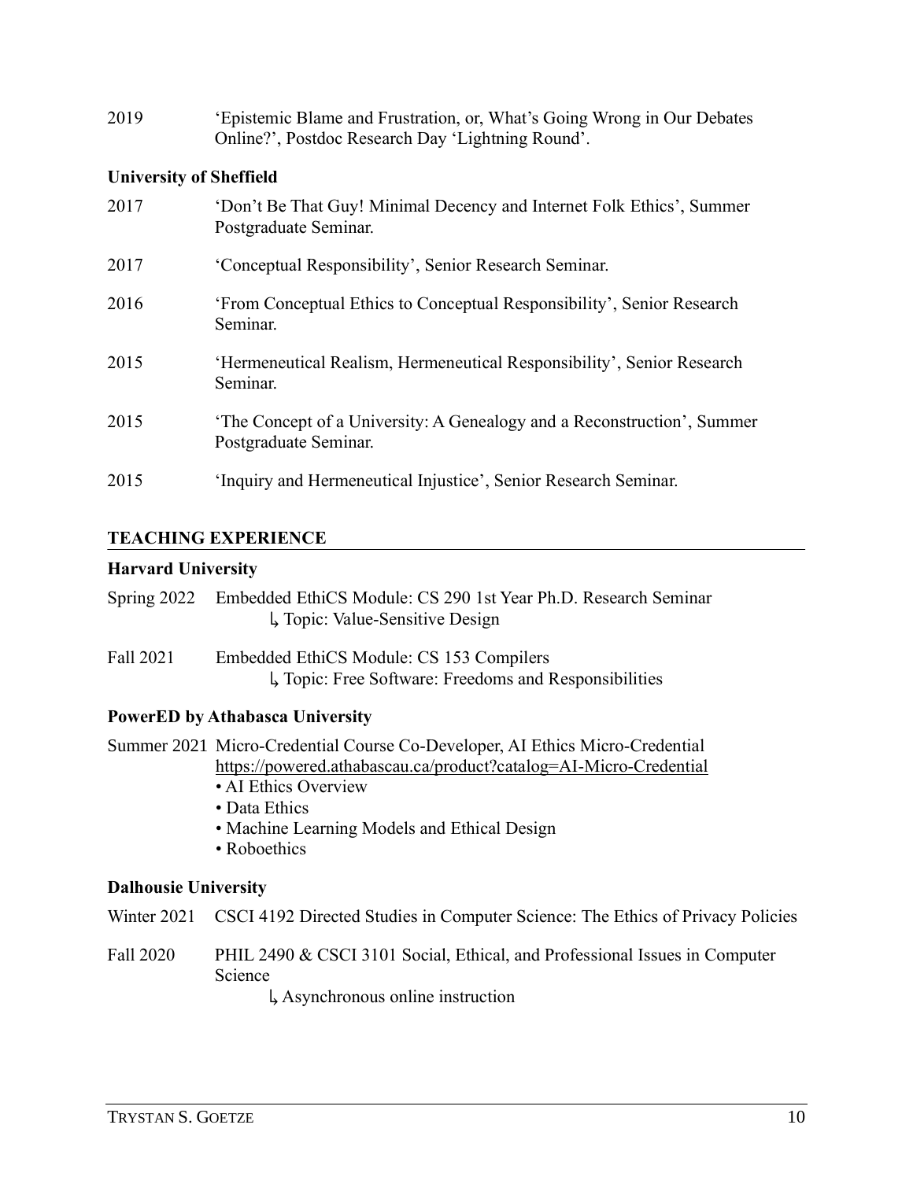2019 ‘Epistemic Blame and Frustration, or, What’s Going Wrong in Our Debates Online?’, Postdoc Research Day ‘Lightning Round’.

### University of Sheffield

2017 ‘Don’t Be That Guy! Minimal Decency and Internet Folk Ethics’, Summer Postgraduate Seminar.

2017 ‘Conceptual Responsibility’, Senior Research Seminar.

2016 ‘From Conceptual Ethics to Conceptual Responsibility’, Senior Research Seminar.

2015 ‘Hermeneutical Realism, Hermeneutical Responsibility’, Senior Research Seminar.

2015 ‘The Concept of a University: A Genealogy and a Reconstruction’, Summer Postgraduate Seminar.

2015 ‘Inquiry and Hermeneutical Injustice’, Senior Research Seminar.

## TEACHING EXPERIENCE

### Harvard University

Spring 2022 Embedded EthiCS Module: CS 290 1st Year Ph.D. Research Seminar
↳ Topic: Value-Sensitive Design

Fall 2021 Embedded EthiCS Module: CS 153 Compilers
↳ Topic: Free Software: Freedoms and Responsibilities

### PowerED by Athabasca University

Summer 2021 Micro-Credential Course Co-Developer, AI Ethics Micro-Credential
https://powered.athabascau.ca/product?catalog=AI-Micro-Credential

- AI Ethics Overview
- Data Ethics
- Machine Learning Models and Ethical Design
- Roboethics

### Dalhousie University

Winter 2021 CSCI 4192 Directed Studies in Computer Science: The Ethics of Privacy Policies

Fall 2020 PHIL 2490 & CSCI 3101 Social, Ethical, and Professional Issues in Computer Science
↳ Asynchronous online instruction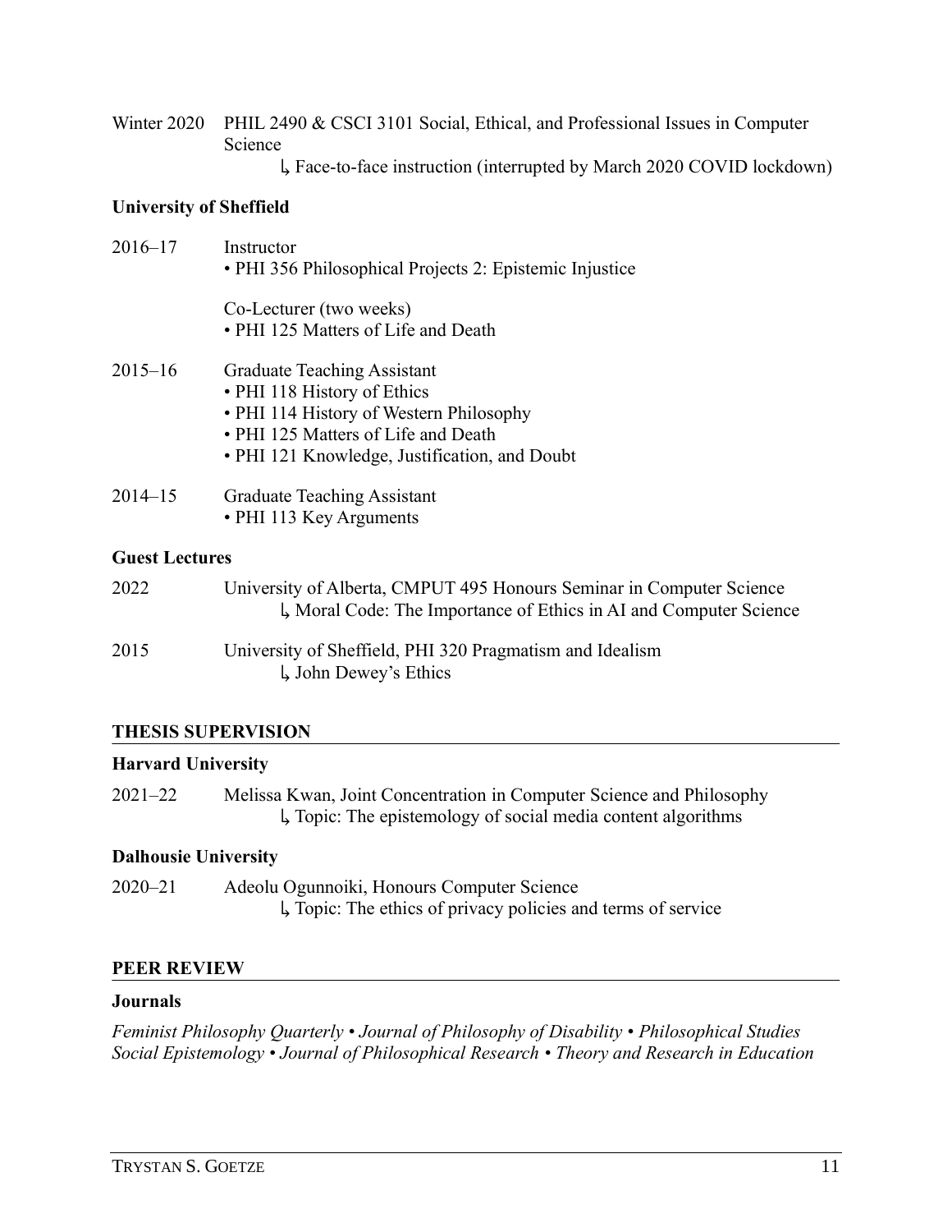Winter 2020 PHIL 2490 & CSCI 3101 Social, Ethical, and Professional Issues in Computer Science
↳ Face-to-face instruction (interrupted by March 2020 COVID lockdown)

**University of Sheffield**

2016–17 Instructor
• PHI 356 Philosophical Projects 2: Epistemic Injustice

Co-Lecturer (two weeks)
• PHI 125 Matters of Life and Death

2015–16 Graduate Teaching Assistant
• PHI 118 History of Ethics
• PHI 114 History of Western Philosophy
• PHI 125 Matters of Life and Death
• PHI 121 Knowledge, Justification, and Doubt

2014–15 Graduate Teaching Assistant
• PHI 113 Key Arguments

**Guest Lectures**

2022 University of Alberta, CMPUT 495 Honours Seminar in Computer Science
↳ Moral Code: The Importance of Ethics in AI and Computer Science

2015 University of Sheffield, PHI 320 Pragmatism and Idealism
↳ John Dewey's Ethics

## THESIS SUPERVISION

**Harvard University**

2021–22 Melissa Kwan, Joint Concentration in Computer Science and Philosophy
↳ Topic: The epistemology of social media content algorithms

**Dalhousie University**

2020–21 Adeolu Ogunnoiki, Honours Computer Science
↳ Topic: The ethics of privacy policies and terms of service

## PEER REVIEW

**Journals**

*Feminist Philosophy Quarterly • Journal of Philosophy of Disability • Philosophical Studies Social Epistemology • Journal of Philosophical Research • Theory and Research in Education*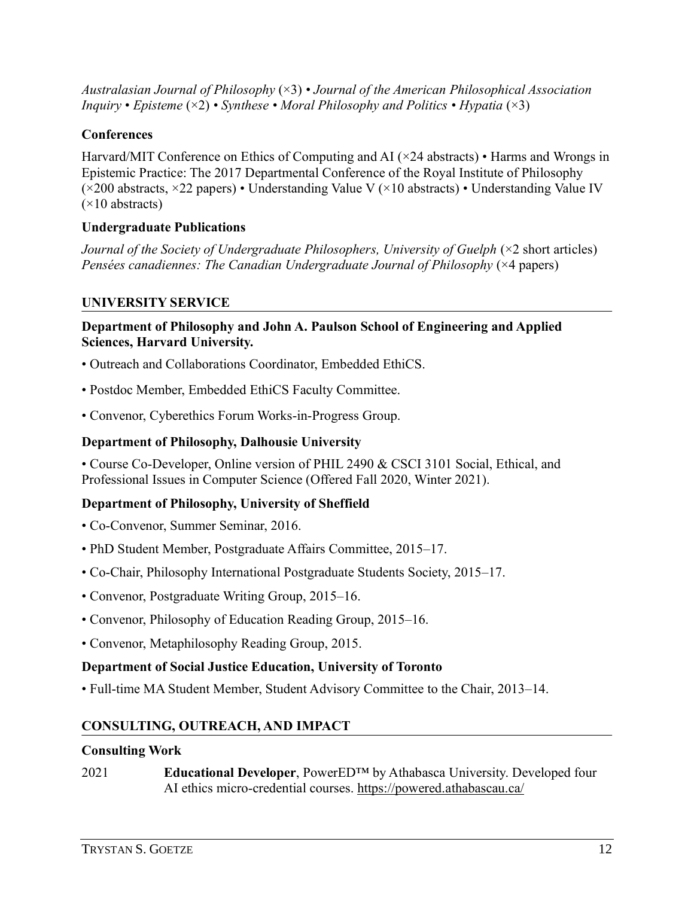*Australasian Journal of Philosophy* (×3) • *Journal of the American Philosophical Association* *Inquiry* • *Episteme* (×2) • *Synthese* • *Moral Philosophy and Politics* • *Hypatia* (×3)

### Conferences

Harvard/MIT Conference on Ethics of Computing and AI (×24 abstracts) • Harms and Wrongs in Epistemic Practice: The 2017 Departmental Conference of the Royal Institute of Philosophy (×200 abstracts, ×22 papers) • Understanding Value V (×10 abstracts) • Understanding Value IV (×10 abstracts)

### Undergraduate Publications

*Journal of the Society of Undergraduate Philosophers, University of Guelph* (×2 short articles)
*Pensées canadiennes: The Canadian Undergraduate Journal of Philosophy* (×4 papers)

## UNIVERSITY SERVICE

### Department of Philosophy and John A. Paulson School of Engineering and Applied Sciences, Harvard University.

- Outreach and Collaborations Coordinator, Embedded EthiCS.
- Postdoc Member, Embedded EthiCS Faculty Committee.
- Convenor, Cyberethics Forum Works-in-Progress Group.

### Department of Philosophy, Dalhousie University

- Course Co-Developer, Online version of PHIL 2490 & CSCI 3101 Social, Ethical, and Professional Issues in Computer Science (Offered Fall 2020, Winter 2021).

### Department of Philosophy, University of Sheffield

- Co-Convenor, Summer Seminar, 2016.
- PhD Student Member, Postgraduate Affairs Committee, 2015–17.
- Co-Chair, Philosophy International Postgraduate Students Society, 2015–17.
- Convenor, Postgraduate Writing Group, 2015–16.
- Convenor, Philosophy of Education Reading Group, 2015–16.
- Convenor, Metaphilosophy Reading Group, 2015.

### Department of Social Justice Education, University of Toronto

- Full-time MA Student Member, Student Advisory Committee to the Chair, 2013–14.

## CONSULTING, OUTREACH, AND IMPACT

### Consulting Work

2021 **Educational Developer**, PowerED™ by Athabasca University. Developed four AI ethics micro-credential courses. https://powered.athabascau.ca/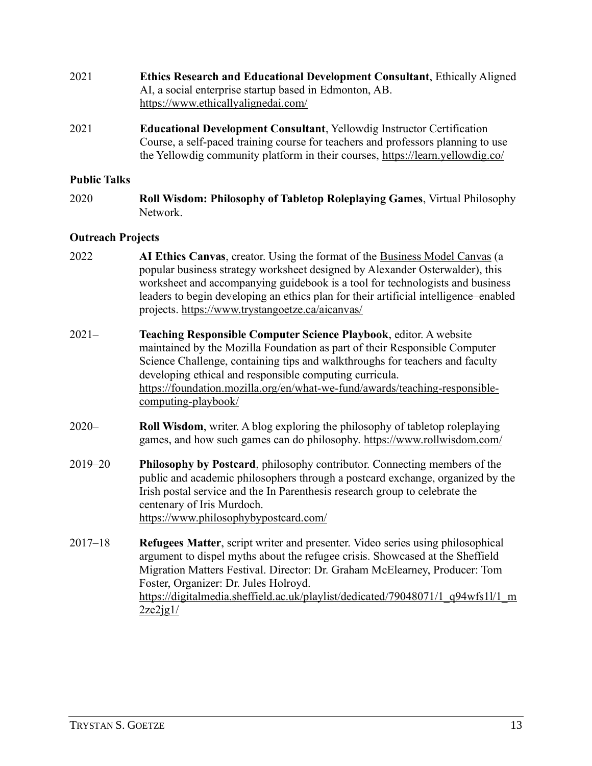2021 **Ethics Research and Educational Development Consultant**, Ethically Aligned AI, a social enterprise startup based in Edmonton, AB. https://www.ethicallyalignedai.com/

2021 **Educational Development Consultant**, Yellowdig Instructor Certification Course, a self-paced training course for teachers and professors planning to use the Yellowdig community platform in their courses, https://learn.yellowdig.co/

### Public Talks

2020 **Roll Wisdom: Philosophy of Tabletop Roleplaying Games**, Virtual Philosophy Network.

### Outreach Projects

2022 **AI Ethics Canvas**, creator. Using the format of the Business Model Canvas (a popular business strategy worksheet designed by Alexander Osterwalder), this worksheet and accompanying guidebook is a tool for technologists and business leaders to begin developing an ethics plan for their artificial intelligence–enabled projects. https://www.trystangoetze.ca/aicanvas/

2021– **Teaching Responsible Computer Science Playbook**, editor. A website maintained by the Mozilla Foundation as part of their Responsible Computer Science Challenge, containing tips and walkthroughs for teachers and faculty developing ethical and responsible computing curricula. https://foundation.mozilla.org/en/what-we-fund/awards/teaching-responsible-computing-playbook/

2020– **Roll Wisdom**, writer. A blog exploring the philosophy of tabletop roleplaying games, and how such games can do philosophy. https://www.rollwisdom.com/

2019–20 **Philosophy by Postcard**, philosophy contributor. Connecting members of the public and academic philosophers through a postcard exchange, organized by the Irish postal service and the In Parenthesis research group to celebrate the centenary of Iris Murdoch. https://www.philosophybypostcard.com/

2017–18 **Refugees Matter**, script writer and presenter. Video series using philosophical argument to dispel myths about the refugee crisis. Showcased at the Sheffield Migration Matters Festival. Director: Dr. Graham McElearney, Producer: Tom Foster, Organizer: Dr. Jules Holroyd. https://digitalmedia.sheffield.ac.uk/playlist/dedicated/79048071/1_q94wfs1l/1_m2ze2jg1/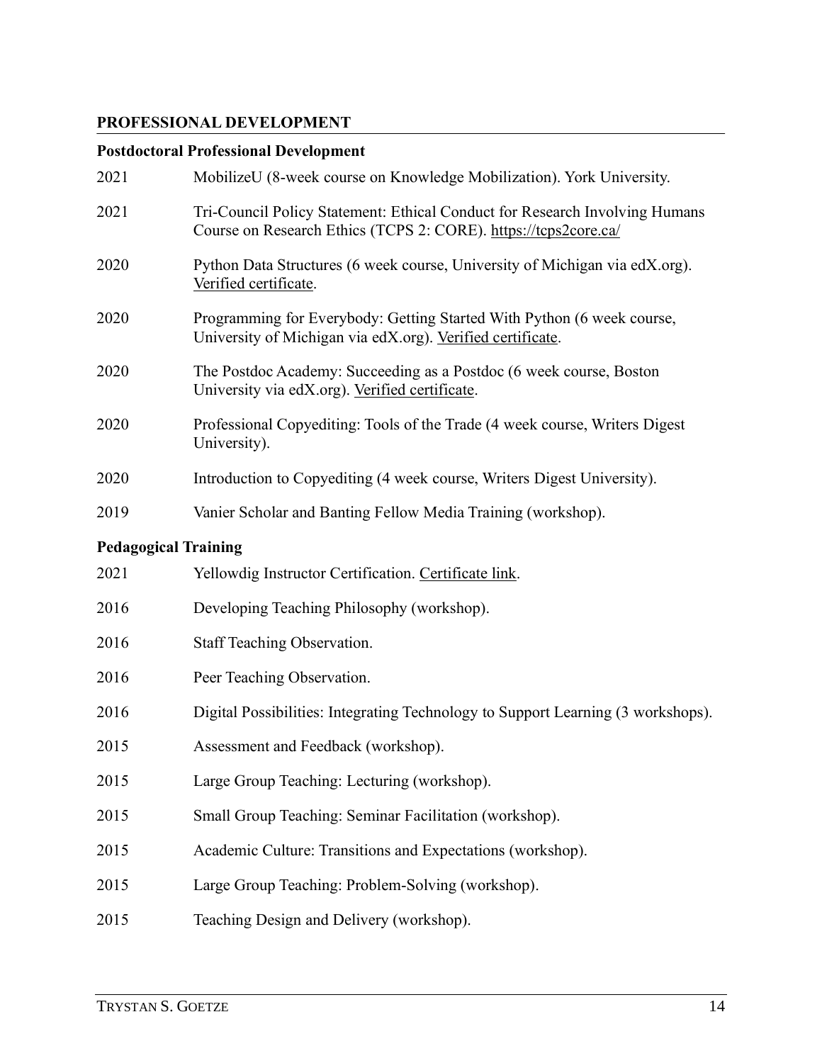## PROFESSIONAL DEVELOPMENT

### Postdoctoral Professional Development

2021 MobilizeU (8-week course on Knowledge Mobilization). York University.

2021 Tri-Council Policy Statement: Ethical Conduct for Research Involving Humans Course on Research Ethics (TCPS 2: CORE). https://tcps2core.ca/

2020 Python Data Structures (6 week course, University of Michigan via edX.org). Verified certificate.

2020 Programming for Everybody: Getting Started With Python (6 week course, University of Michigan via edX.org). Verified certificate.

2020 The Postdoc Academy: Succeeding as a Postdoc (6 week course, Boston University via edX.org). Verified certificate.

2020 Professional Copyediting: Tools of the Trade (4 week course, Writers Digest University).

2020 Introduction to Copyediting (4 week course, Writers Digest University).

2019 Vanier Scholar and Banting Fellow Media Training (workshop).

### Pedagogical Training

2021 Yellowdig Instructor Certification. Certificate link.

2016 Developing Teaching Philosophy (workshop).

2016 Staff Teaching Observation.

2016 Peer Teaching Observation.

2016 Digital Possibilities: Integrating Technology to Support Learning (3 workshops).

2015 Assessment and Feedback (workshop).

2015 Large Group Teaching: Lecturing (workshop).

2015 Small Group Teaching: Seminar Facilitation (workshop).

2015 Academic Culture: Transitions and Expectations (workshop).

2015 Large Group Teaching: Problem-Solving (workshop).

2015 Teaching Design and Delivery (workshop).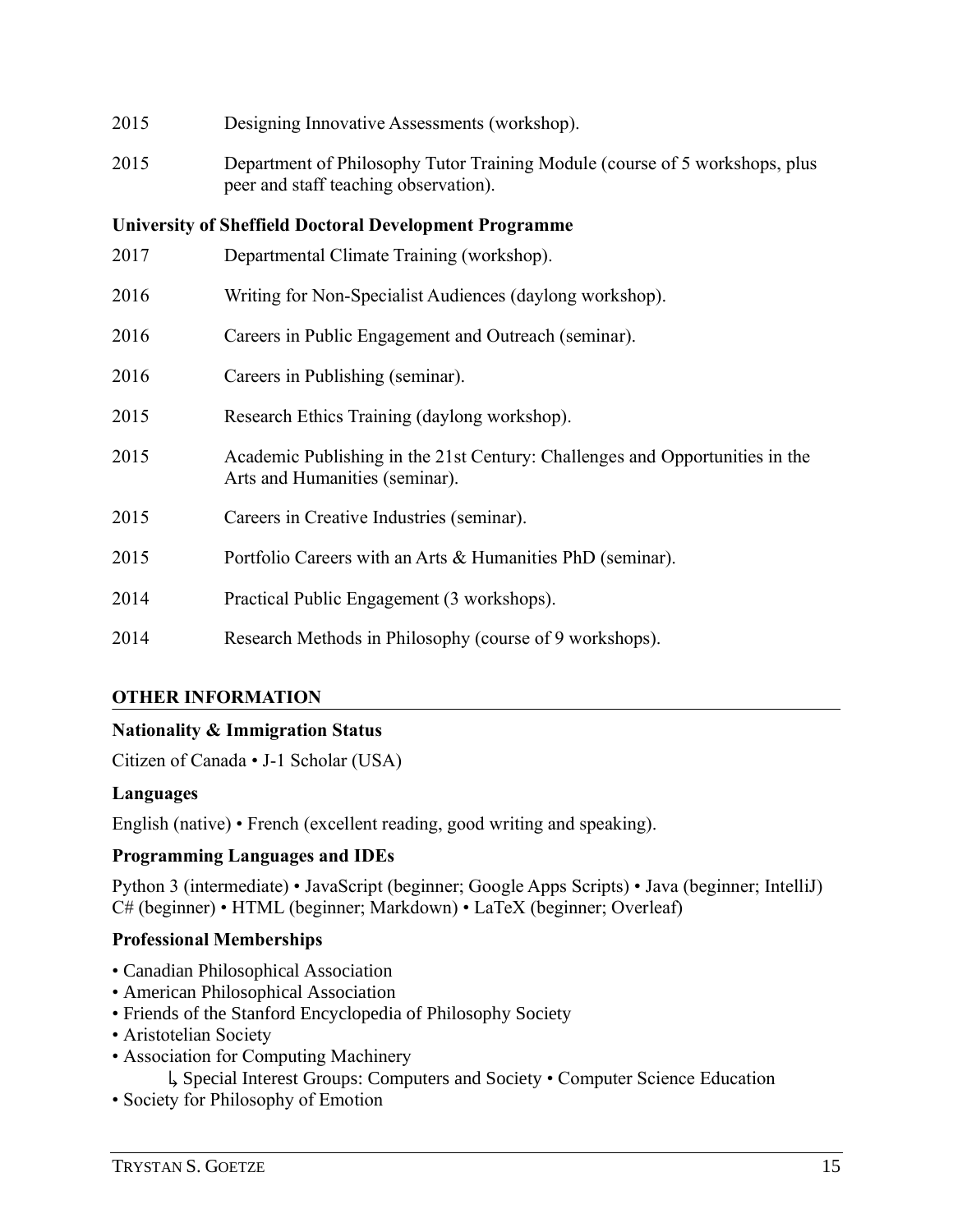2015 Designing Innovative Assessments (workshop).

2015 Department of Philosophy Tutor Training Module (course of 5 workshops, plus peer and staff teaching observation).

**University of Sheffield Doctoral Development Programme**

2017 Departmental Climate Training (workshop).

2016 Writing for Non-Specialist Audiences (daylong workshop).

2016 Careers in Public Engagement and Outreach (seminar).

2016 Careers in Publishing (seminar).

2015 Research Ethics Training (daylong workshop).

2015 Academic Publishing in the 21st Century: Challenges and Opportunities in the Arts and Humanities (seminar).

2015 Careers in Creative Industries (seminar).

2015 Portfolio Careers with an Arts & Humanities PhD (seminar).

2014 Practical Public Engagement (3 workshops).

2014 Research Methods in Philosophy (course of 9 workshops).

## OTHER INFORMATION

**Nationality & Immigration Status**

Citizen of Canada • J-1 Scholar (USA)

**Languages**

English (native) • French (excellent reading, good writing and speaking).

**Programming Languages and IDEs**

Python 3 (intermediate) • JavaScript (beginner; Google Apps Scripts) • Java (beginner; IntelliJ) C# (beginner) • HTML (beginner; Markdown) • LaTeX (beginner; Overleaf)

**Professional Memberships**

- Canadian Philosophical Association
- American Philosophical Association
- Friends of the Stanford Encyclopedia of Philosophy Society
- Aristotelian Society
- Association for Computing Machinery
  - ↳ Special Interest Groups: Computers and Society • Computer Science Education
- Society for Philosophy of Emotion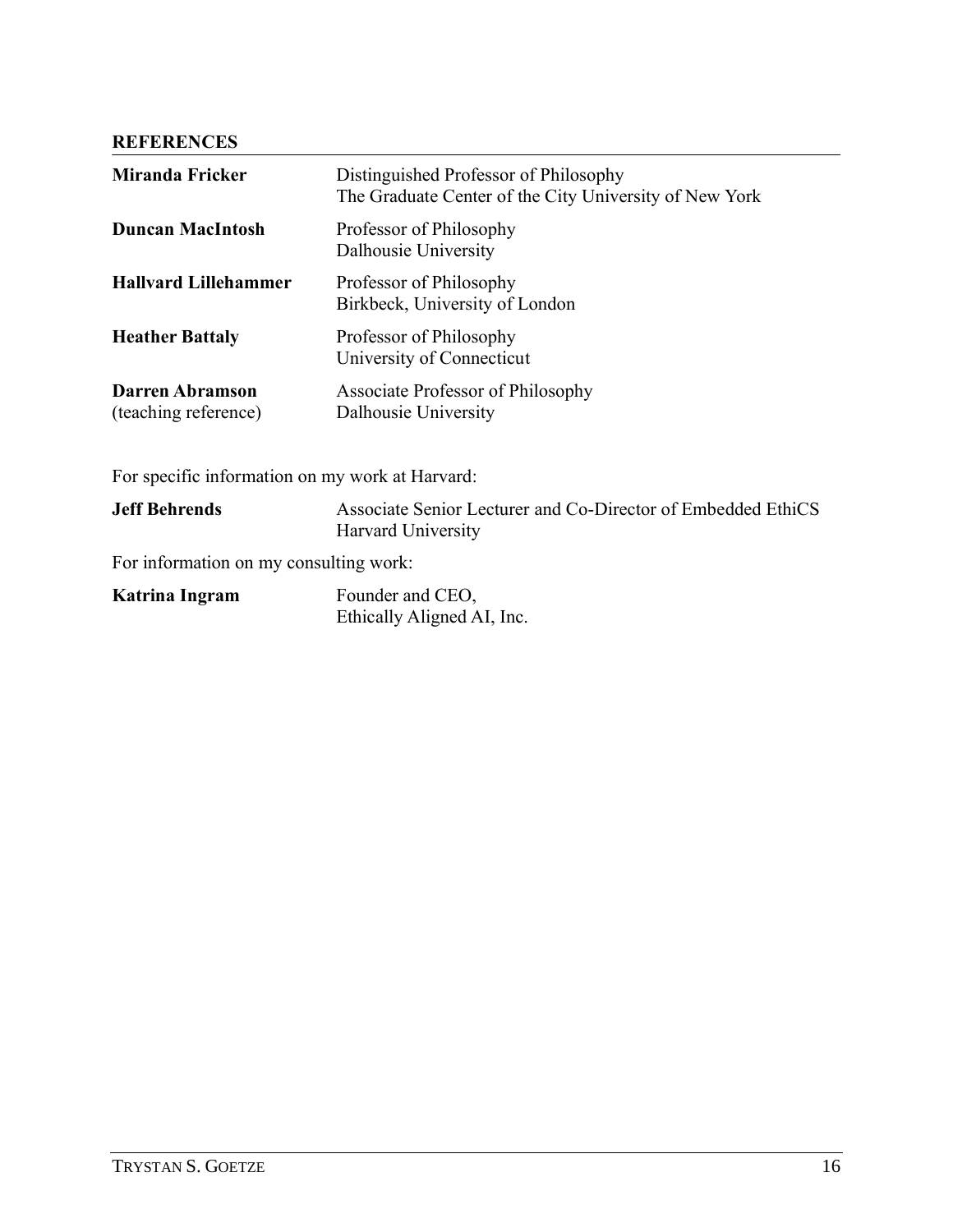## REFERENCES

| | |
|---|---|
| **Miranda Fricker** | Distinguished Professor of Philosophy<br>The Graduate Center of the City University of New York |
| **Duncan MacIntosh** | Professor of Philosophy<br>Dalhousie University |
| **Hallvard Lillehammer** | Professor of Philosophy<br>Birkbeck, University of London |
| **Heather Battaly** | Professor of Philosophy<br>University of Connecticut |
| **Darren Abramson**<br>(teaching reference) | Associate Professor of Philosophy<br>Dalhousie University |

For specific information on my work at Harvard:

| | |
|---|---|
| **Jeff Behrends** | Associate Senior Lecturer and Co-Director of Embedded EthiCS<br>Harvard University |

For information on my consulting work:

| | |
|---|---|
| **Katrina Ingram** | Founder and CEO,<br>Ethically Aligned AI, Inc. |